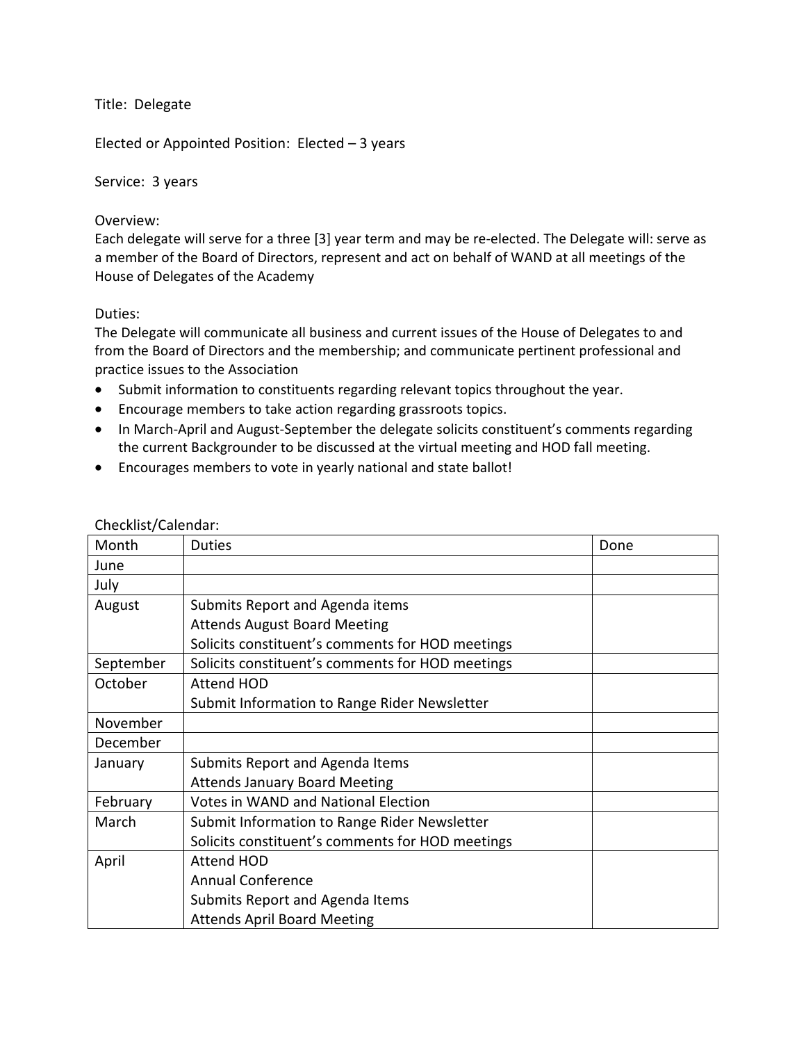Title: Delegate

Elected or Appointed Position: Elected – 3 years

Service: 3 years

Overview:
Each delegate will serve for a three [3] year term and may be re-elected. The Delegate will: serve as a member of the Board of Directors, represent and act on behalf of WAND at all meetings of the House of Delegates of the Academy

Duties:
The Delegate will communicate all business and current issues of the House of Delegates to and from the Board of Directors and the membership; and communicate pertinent professional and practice issues to the Association

- Submit information to constituents regarding relevant topics throughout the year.
- Encourage members to take action regarding grassroots topics.
- In March-April and August-September the delegate solicits constituent's comments regarding the current Backgrounder to be discussed at the virtual meeting and HOD fall meeting.
- Encourages members to vote in yearly national and state ballot!

Checklist/Calendar:

| Month | Duties | Done |
|---|---|---|
| June | | |
| July | | |
| August | Submits Report and Agenda items<br>Attends August Board Meeting<br>Solicits constituent's comments for HOD meetings | |
| September | Solicits constituent's comments for HOD meetings | |
| October | Attend HOD<br>Submit Information to Range Rider Newsletter | |
| November | | |
| December | | |
| January | Submits Report and Agenda Items<br>Attends January Board Meeting | |
| February | Votes in WAND and National Election | |
| March | Submit Information to Range Rider Newsletter<br>Solicits constituent's comments for HOD meetings | |
| April | Attend HOD<br>Annual Conference<br>Submits Report and Agenda Items<br>Attends April Board Meeting | |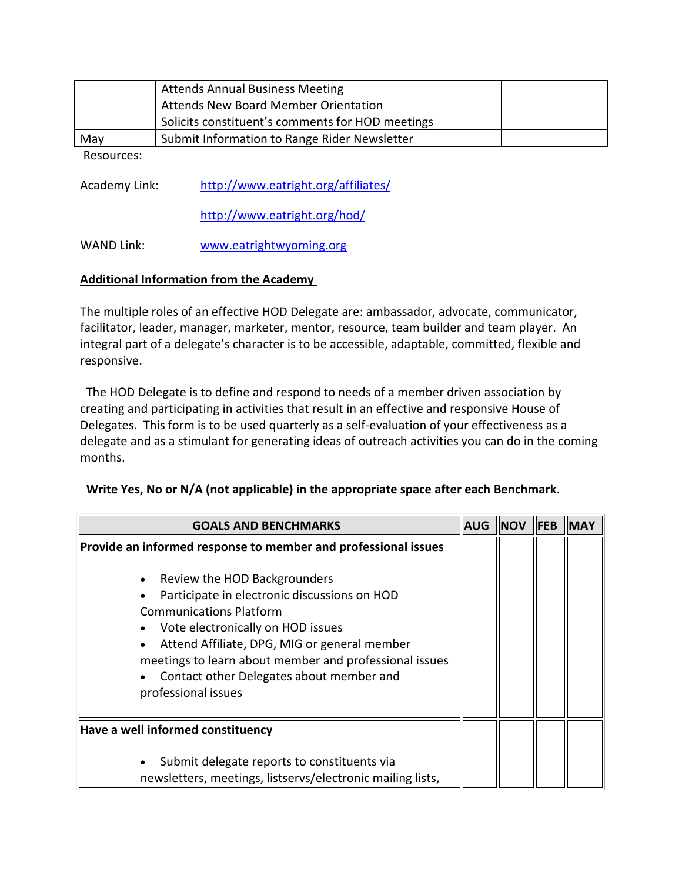|  |  |  |
|---|---|---|
|  | Attends Annual Business Meeting<br>Attends New Board Member Orientation<br>Solicits constituent's comments for HOD meetings |  |
| May | Submit Information to Range Rider Newsletter |  |

Resources:

Academy Link: http://www.eatright.org/affiliates/

http://www.eatright.org/hod/

WAND Link: www.eatrightwyoming.org

**Additional Information from the Academy**

The multiple roles of an effective HOD Delegate are: ambassador, advocate, communicator, facilitator, leader, manager, marketer, mentor, resource, team builder and team player. An integral part of a delegate's character is to be accessible, adaptable, committed, flexible and responsive.

The HOD Delegate is to define and respond to needs of a member driven association by creating and participating in activities that result in an effective and responsive House of Delegates. This form is to be used quarterly as a self-evaluation of your effectiveness as a delegate and as a stimulant for generating ideas of outreach activities you can do in the coming months.

**Write Yes, No or N/A (not applicable) in the appropriate space after each Benchmark.**

| GOALS AND BENCHMARKS | AUG | NOV | FEB | MAY |
|---|---|---|---|---|
| **Provide an informed response to member and professional issues**<br>• Review the HOD Backgrounders<br>• Participate in electronic discussions on HOD Communications Platform<br>• Vote electronically on HOD issues<br>• Attend Affiliate, DPG, MIG or general member meetings to learn about member and professional issues<br>• Contact other Delegates about member and professional issues |  |  |  |  |
| **Have a well informed constituency**<br>• Submit delegate reports to constituents via newsletters, meetings, listservs/electronic mailing lists, |  |  |  |  |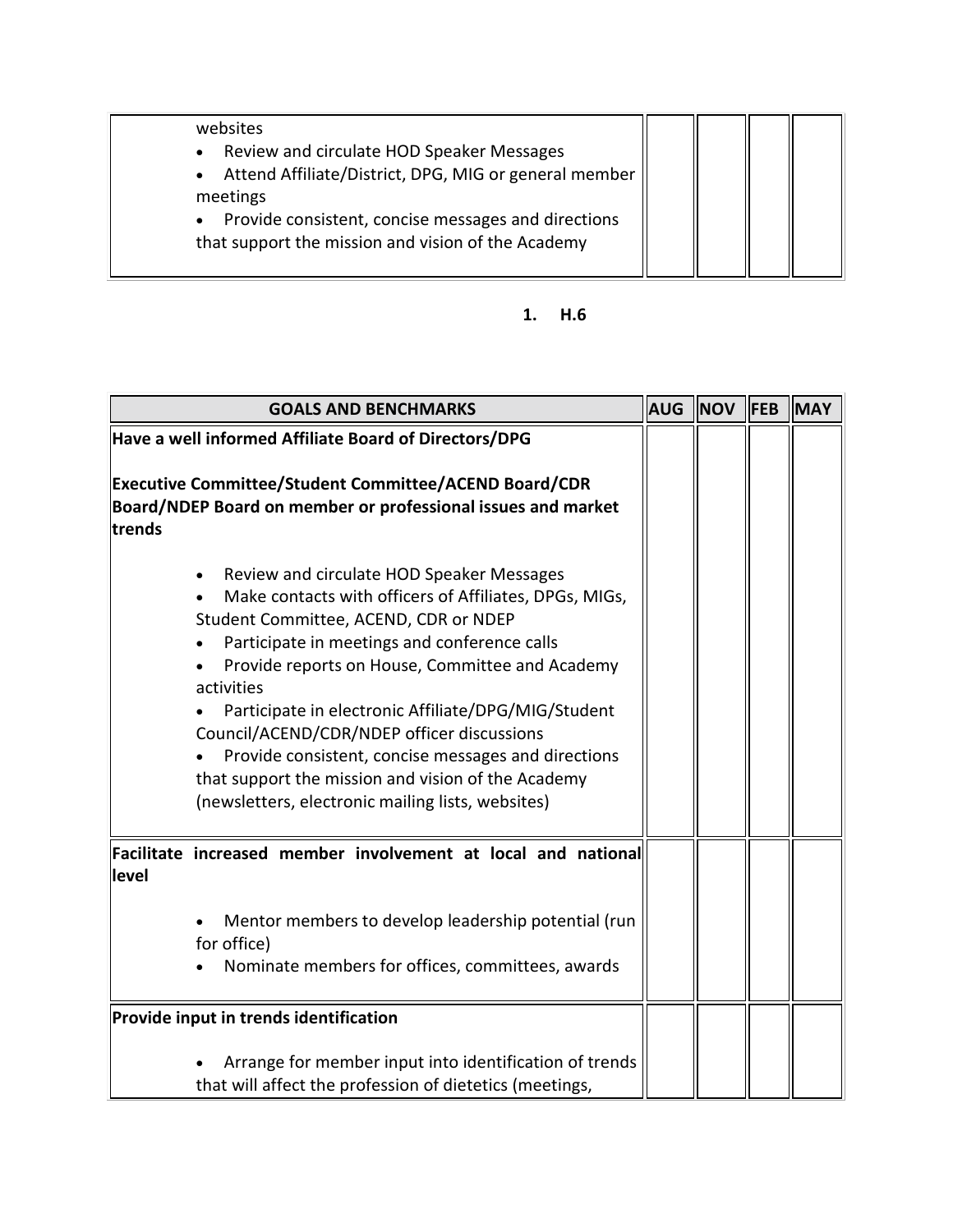| | AUG | NOV | FEB | MAY |
|---|---|---|---|---|
| websites<br>• Review and circulate HOD Speaker Messages<br>• Attend Affiliate/District, DPG, MIG or general member meetings<br>• Provide consistent, concise messages and directions that support the mission and vision of the Academy | | | | |

1. **H.6**

| GOALS AND BENCHMARKS | AUG | NOV | FEB | MAY |
|---|---|---|---|---|
| **Have a well informed Affiliate Board of Directors/DPG**<br><br>**Executive Committee/Student Committee/ACEND Board/CDR Board/NDEP Board on member or professional issues and market trends**<br><br>• Review and circulate HOD Speaker Messages<br>• Make contacts with officers of Affiliates, DPGs, MIGs, Student Committee, ACEND, CDR or NDEP<br>• Participate in meetings and conference calls<br>• Provide reports on House, Committee and Academy activities<br>• Participate in electronic Affiliate/DPG/MIG/Student Council/ACEND/CDR/NDEP officer discussions<br>• Provide consistent, concise messages and directions that support the mission and vision of the Academy (newsletters, electronic mailing lists, websites) | | | | |
| **Facilitate increased member involvement at local and national level**<br><br>• Mentor members to develop leadership potential (run for office)<br>• Nominate members for offices, committees, awards | | | | |
| **Provide input in trends identification**<br><br>• Arrange for member input into identification of trends that will affect the profession of dietetics (meetings, | | | | |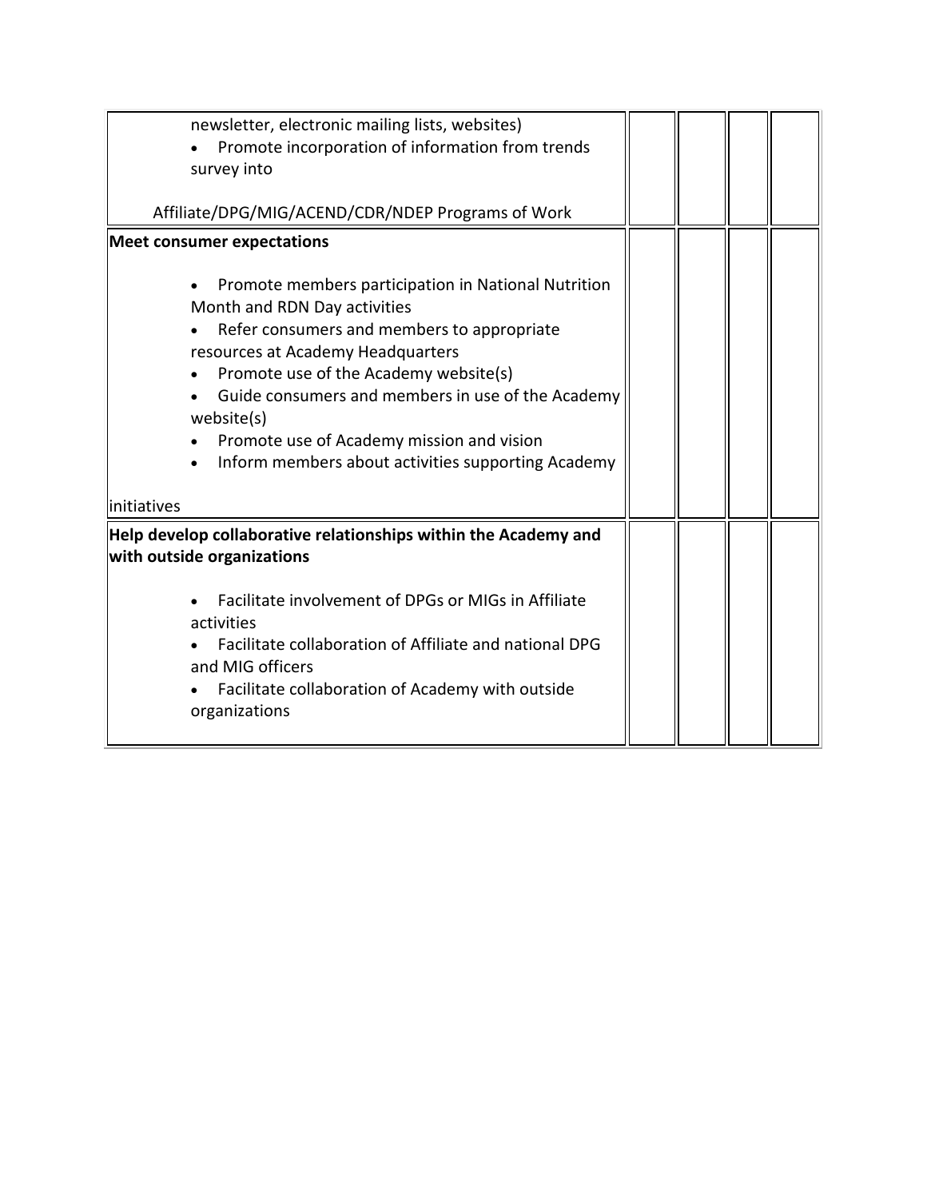| | | | | |
|---|---|---|---|---|
| newsletter, electronic mailing lists, websites)<br>• Promote incorporation of information from trends survey into<br><br>Affiliate/DPG/MIG/ACEND/CDR/NDEP Programs of Work | | | | |
| **Meet consumer expectations**<br><br>• Promote members participation in National Nutrition Month and RDN Day activities<br>• Refer consumers and members to appropriate resources at Academy Headquarters<br>• Promote use of the Academy website(s)<br>• Guide consumers and members in use of the Academy website(s)<br>• Promote use of Academy mission and vision<br>• Inform members about activities supporting Academy<br><br>initiatives | | | | |
| **Help develop collaborative relationships within the Academy and with outside organizations**<br><br>• Facilitate involvement of DPGs or MIGs in Affiliate activities<br>• Facilitate collaboration of Affiliate and national DPG and MIG officers<br>• Facilitate collaboration of Academy with outside organizations | | | | |